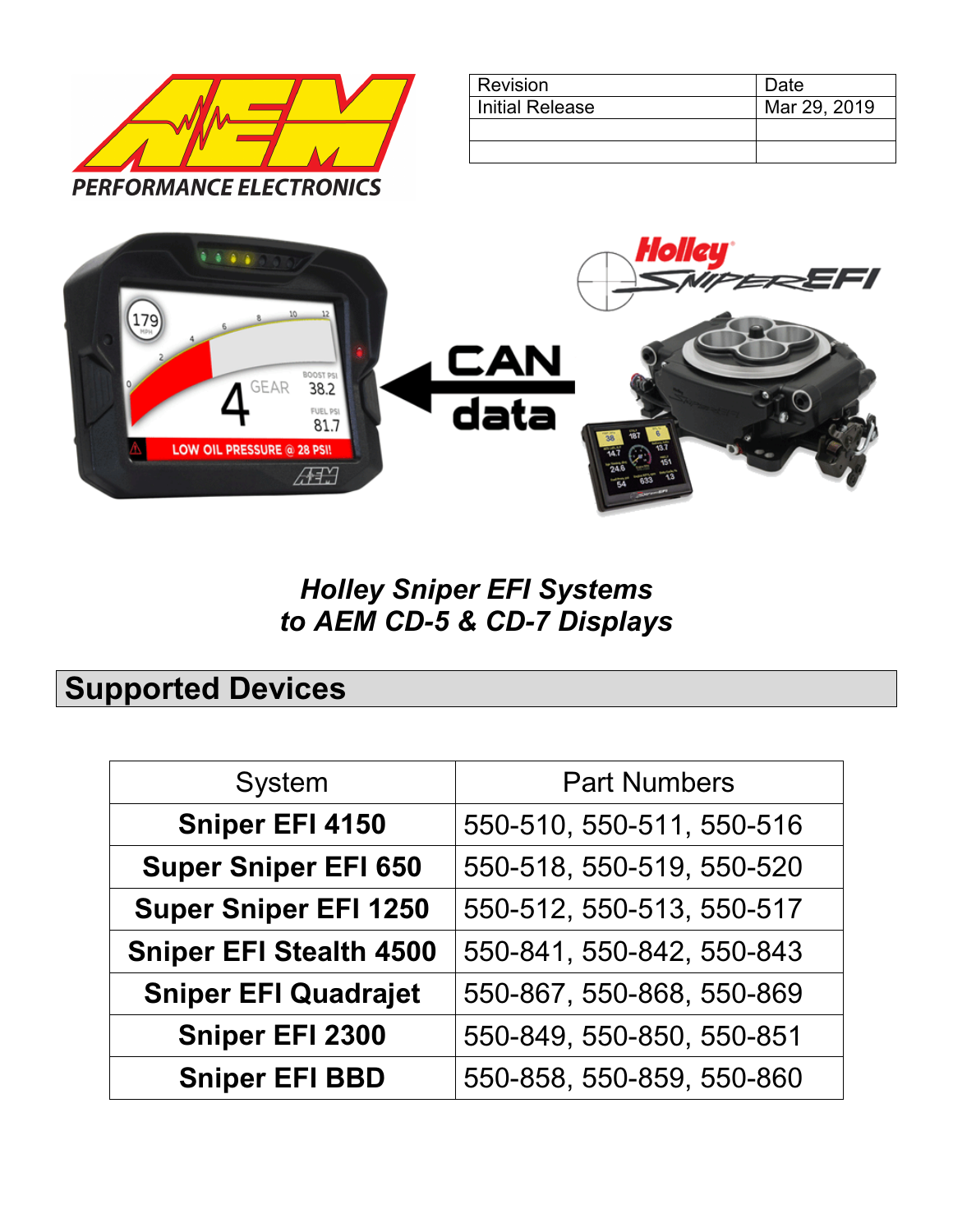| Revision | Date |
| --- | --- |
| Initial Release | Mar 29, 2019 |
| | |
| | |

***Holley Sniper EFI Systems***
***to AEM CD-5 & CD-7 Displays***

## Supported Devices

| System | Part Numbers |
| --- | --- |
| **Sniper EFI 4150** | 550-510, 550-511, 550-516 |
| **Super Sniper EFI 650** | 550-518, 550-519, 550-520 |
| **Super Sniper EFI 1250** | 550-512, 550-513, 550-517 |
| **Sniper EFI Stealth 4500** | 550-841, 550-842, 550-843 |
| **Sniper EFI Quadrajet** | 550-867, 550-868, 550-869 |
| **Sniper EFI 2300** | 550-849, 550-850, 550-851 |
| **Sniper EFI BBD** | 550-858, 550-859, 550-860 |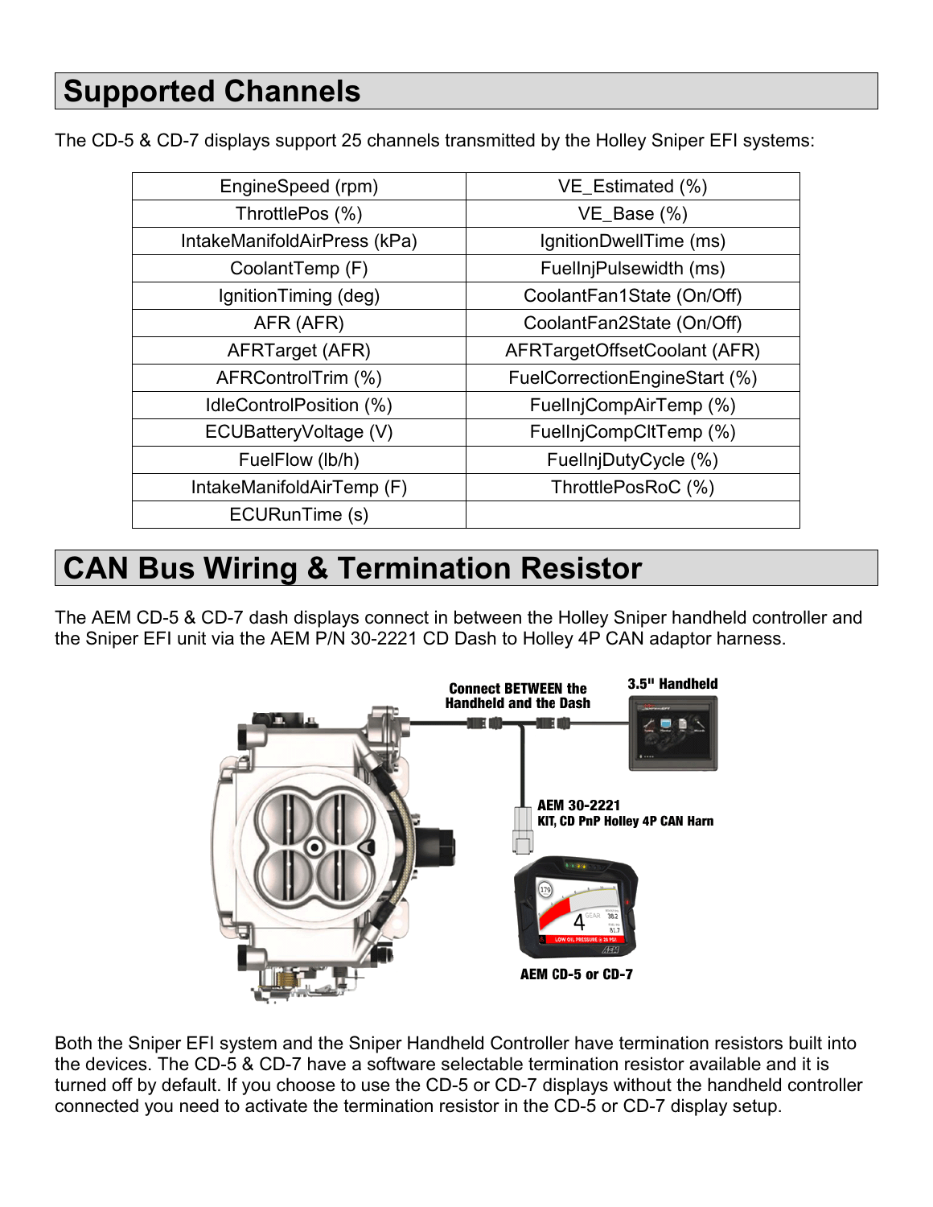## Supported Channels

The CD-5 & CD-7 displays support 25 channels transmitted by the Holley Sniper EFI systems:

| | |
|---|---|
| EngineSpeed (rpm) | VE_Estimated (%) |
| ThrottlePos (%) | VE_Base (%) |
| IntakeManifoldAirPress (kPa) | IgnitionDwellTime (ms) |
| CoolantTemp (F) | FuelInjPulsewidth (ms) |
| IgnitionTiming (deg) | CoolantFan1State (On/Off) |
| AFR (AFR) | CoolantFan2State (On/Off) |
| AFRTarget (AFR) | AFRTargetOffsetCoolant (AFR) |
| AFRControlTrim (%) | FuelCorrectionEngineStart (%) |
| IdleControlPosition (%) | FuelInjCompAirTemp (%) |
| ECUBatteryVoltage (V) | FuelInjCompCltTemp (%) |
| FuelFlow (lb/h) | FuelInjDutyCycle (%) |
| IntakeManifoldAirTemp (F) | ThrottlePosRoC (%) |
| ECURunTime (s) | |

## CAN Bus Wiring & Termination Resistor

The AEM CD-5 & CD-7 dash displays connect in between the Holley Sniper handheld controller and the Sniper EFI unit via the AEM P/N 30-2221 CD Dash to Holley 4P CAN adaptor harness.

Both the Sniper EFI system and the Sniper Handheld Controller have termination resistors built into the devices. The CD-5 & CD-7 have a software selectable termination resistor available and it is turned off by default. If you choose to use the CD-5 or CD-7 displays without the handheld controller connected you need to activate the termination resistor in the CD-5 or CD-7 display setup.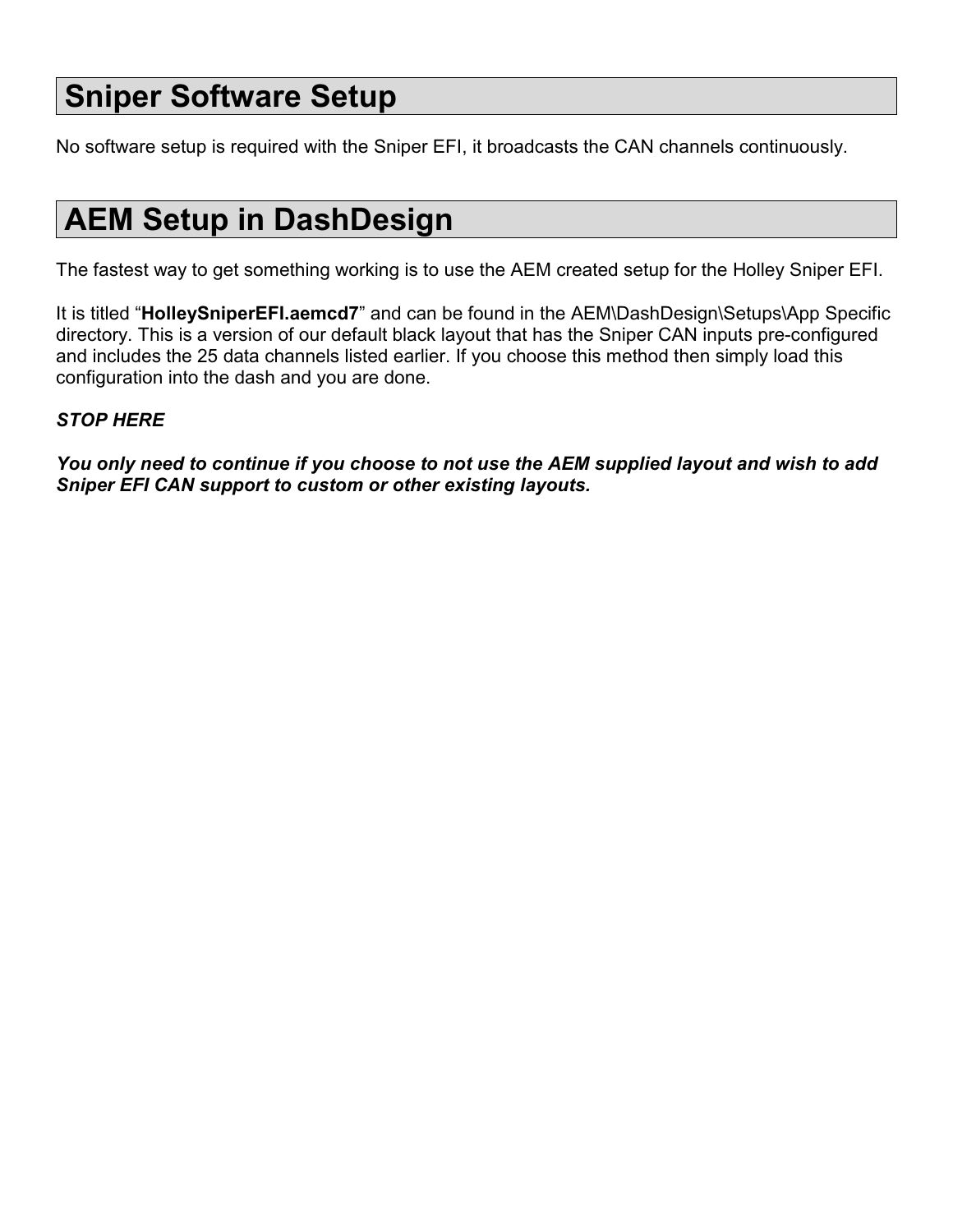# Sniper Software Setup

No software setup is required with the Sniper EFI, it broadcasts the CAN channels continuously.

# AEM Setup in DashDesign

The fastest way to get something working is to use the AEM created setup for the Holley Sniper EFI.

It is titled “**HolleySniperEFI.aemcd7**” and can be found in the AEM\DashDesign\Setups\App Specific directory. This is a version of our default black layout that has the Sniper CAN inputs pre-configured and includes the 25 data channels listed earlier. If you choose this method then simply load this configuration into the dash and you are done.

***STOP HERE***

***You only need to continue if you choose to not use the AEM supplied layout and wish to add Sniper EFI CAN support to custom or other existing layouts.***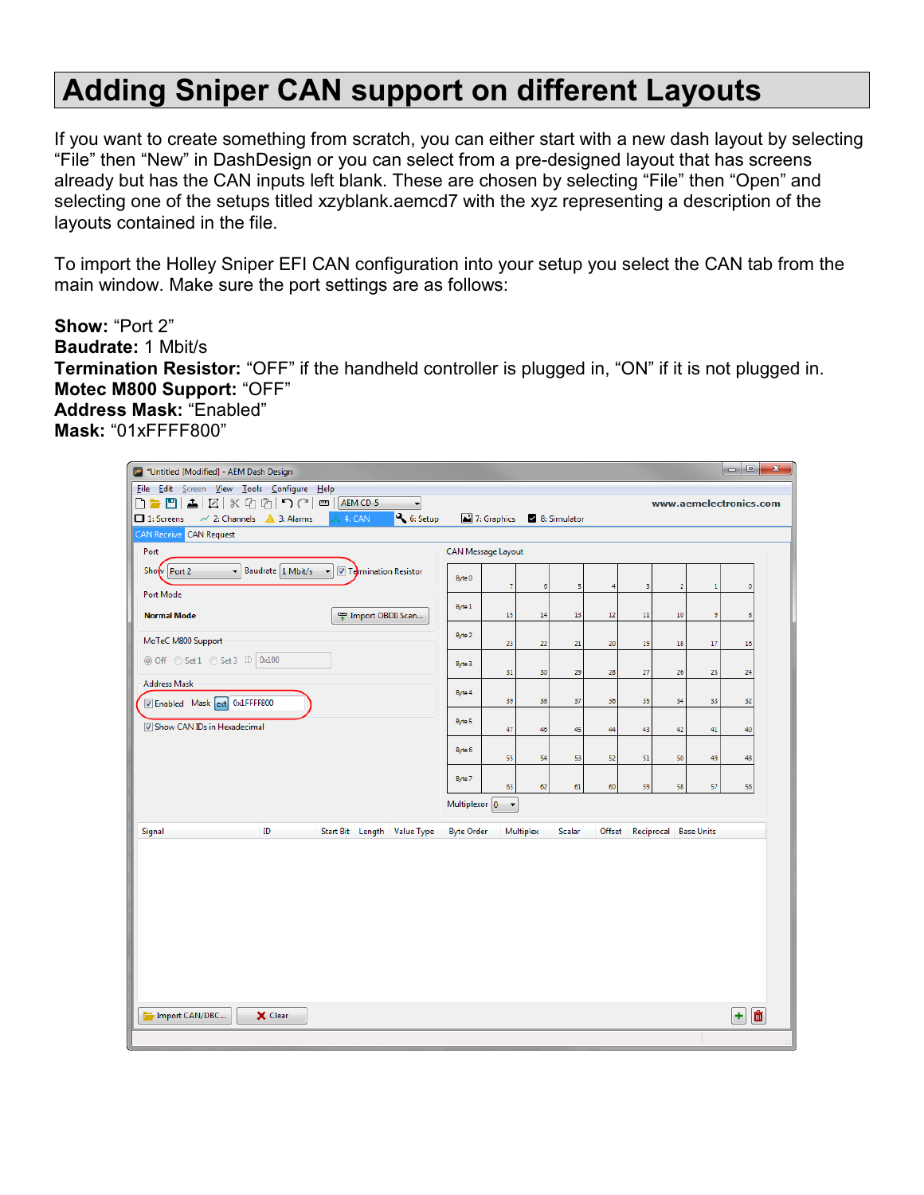# Adding Sniper CAN support on different Layouts

If you want to create something from scratch, you can either start with a new dash layout by selecting "File" then "New" in DashDesign or you can select from a pre-designed layout that has screens already but has the CAN inputs left blank. These are chosen by selecting "File" then "Open" and selecting one of the setups titled xzyblank.aemcd7 with the xyz representing a description of the layouts contained in the file.

To import the Holley Sniper EFI CAN configuration into your setup you select the CAN tab from the main window. Make sure the port settings are as follows:

**Show:** "Port 2"
**Baudrate:** 1 Mbit/s
**Termination Resistor:** "OFF" if the handheld controller is plugged in, "ON" if it is not plugged in.
**Motec M800 Support:** "OFF"
**Address Mask:** "Enabled"
**Mask:** "01xFFFF800"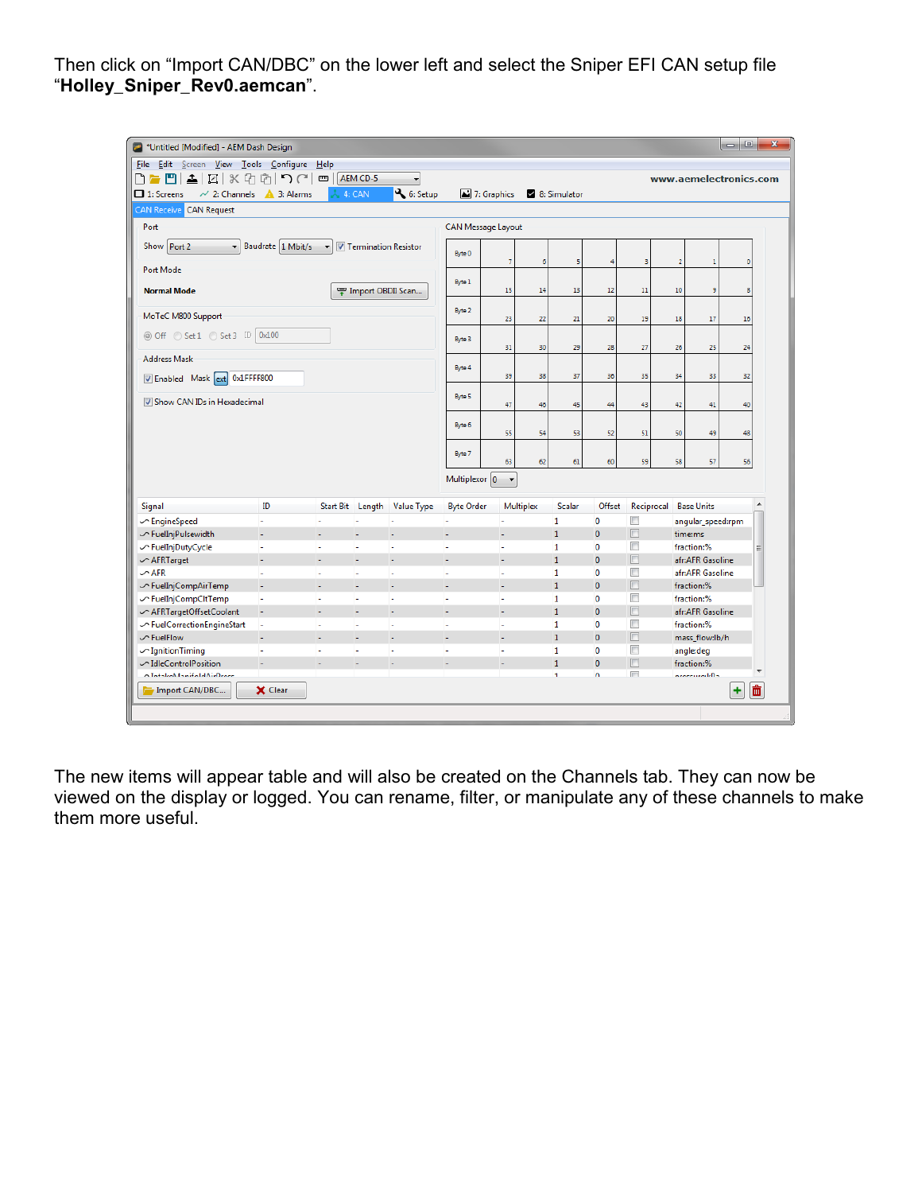Then click on “Import CAN/DBC” on the lower left and select the Sniper EFI CAN setup file “**Holley_Sniper_Rev0.aemcan**”.

The new items will appear table and will also be created on the Channels tab. They can now be viewed on the display or logged. You can rename, filter, or manipulate any of these channels to make them more useful.